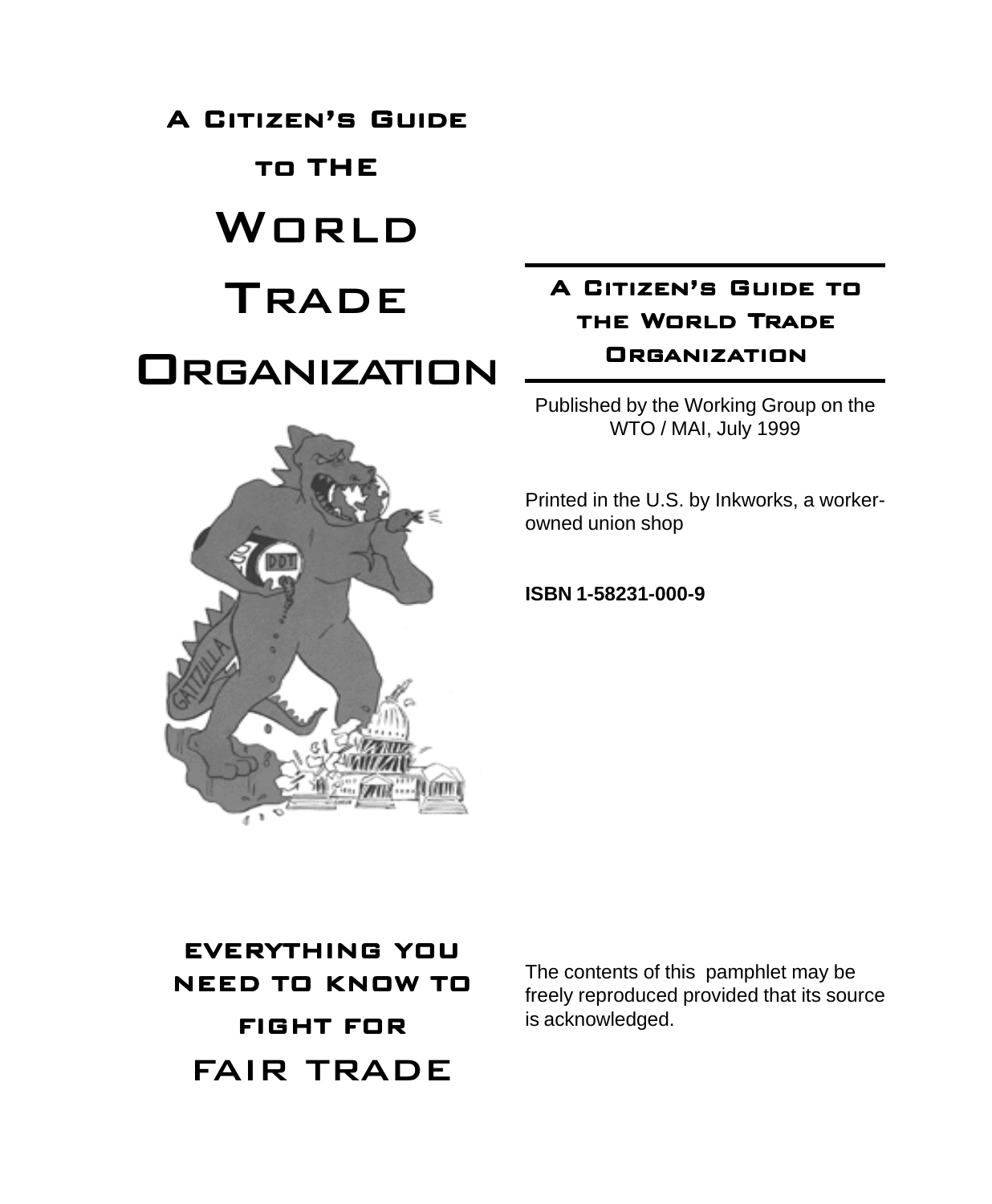# A Citizen's Guide to the World Trade Organization

## Everything you need to know to fight for FAIR TRADE

## A Citizen's Guide to the World Trade Organization

Published by the Working Group on the WTO / MAI, July 1999

Printed in the U.S. by Inkworks, a worker-owned union shop

**ISBN 1-58231-000-9**

The contents of this pamphlet may be freely reproduced provided that its source is acknowledged.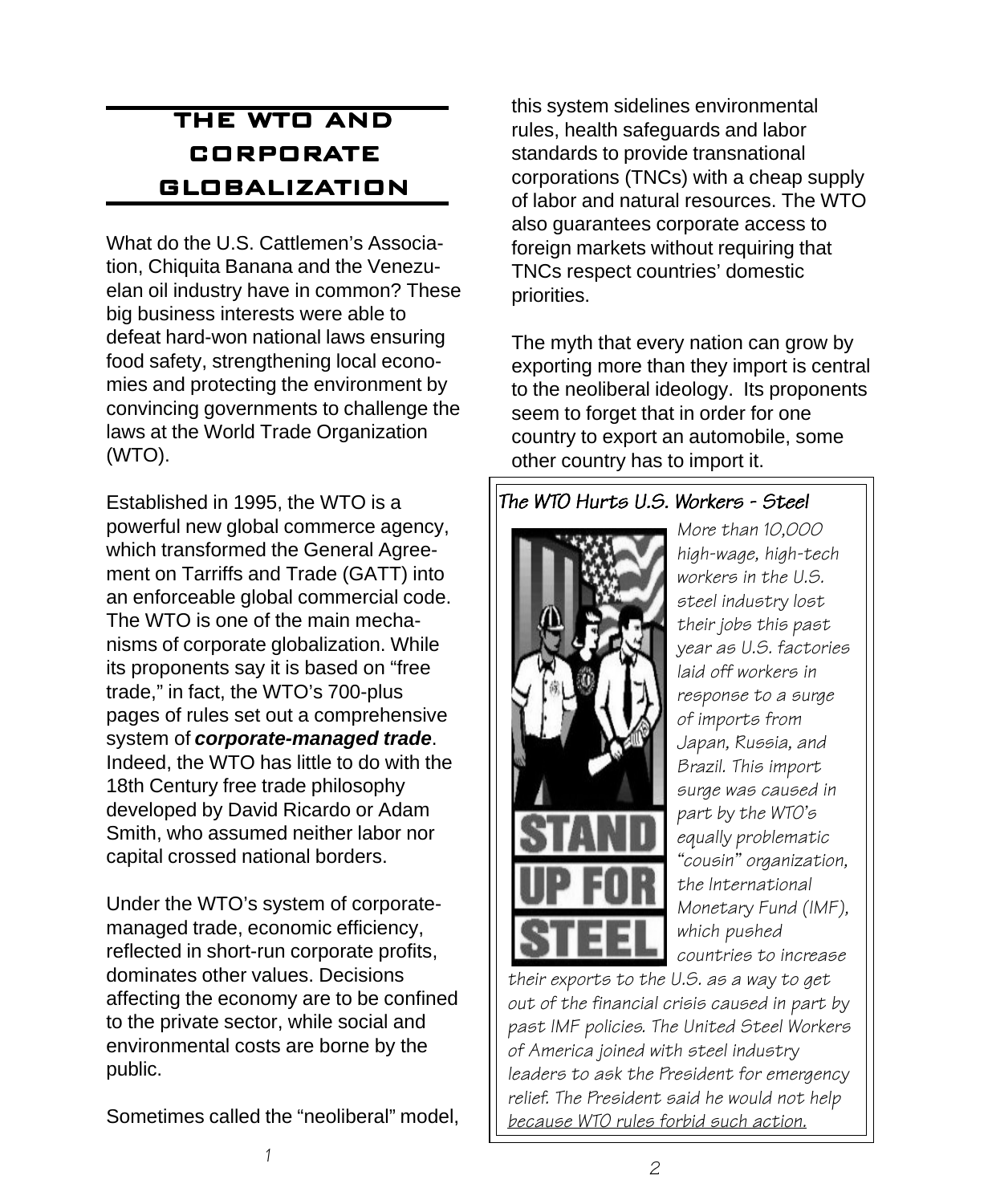# THE WTO AND CORPORATE GLOBALIZATION

What do the U.S. Cattlemen's Association, Chiquita Banana and the Venezuelan oil industry have in common? These big business interests were able to defeat hard-won national laws ensuring food safety, strengthening local economies and protecting the environment by convincing governments to challenge the laws at the World Trade Organization (WTO).

Established in 1995, the WTO is a powerful new global commerce agency, which transformed the General Agreement on Tarriffs and Trade (GATT) into an enforceable global commercial code. The WTO is one of the main mechanisms of corporate globalization. While its proponents say it is based on "free trade," in fact, the WTO's 700-plus pages of rules set out a comprehensive system of ***corporate-managed trade***. Indeed, the WTO has little to do with the 18th Century free trade philosophy developed by David Ricardo or Adam Smith, who assumed neither labor nor capital crossed national borders.

Under the WTO's system of corporate-managed trade, economic efficiency, reflected in short-run corporate profits, dominates other values. Decisions affecting the economy are to be confined to the private sector, while social and environmental costs are borne by the public.

Sometimes called the "neoliberal" model, this system sidelines environmental rules, health safeguards and labor standards to provide transnational corporations (TNCs) with a cheap supply of labor and natural resources. The WTO also guarantees corporate access to foreign markets without requiring that TNCs respect countries' domestic priorities.

The myth that every nation can grow by exporting more than they import is central to the neoliberal ideology. Its proponents seem to forget that in order for one country to export an automobile, some other country has to import it.

### *The WTO Hurts U.S. Workers - Steel*

*More than 10,000 high-wage, high-tech workers in the U.S. steel industry lost their jobs this past year as U.S. factories laid off workers in response to a surge of imports from Japan, Russia, and Brazil. This import surge was caused in part by the WTO's equally problematic "cousin" organization, the International Monetary Fund (IMF), which pushed countries to increase their exports to the U.S. as a way to get out of the financial crisis caused in part by past IMF policies. The United Steel Workers of America joined with steel industry leaders to ask the President for emergency relief. The President said he would not help because WTO rules forbid such action.*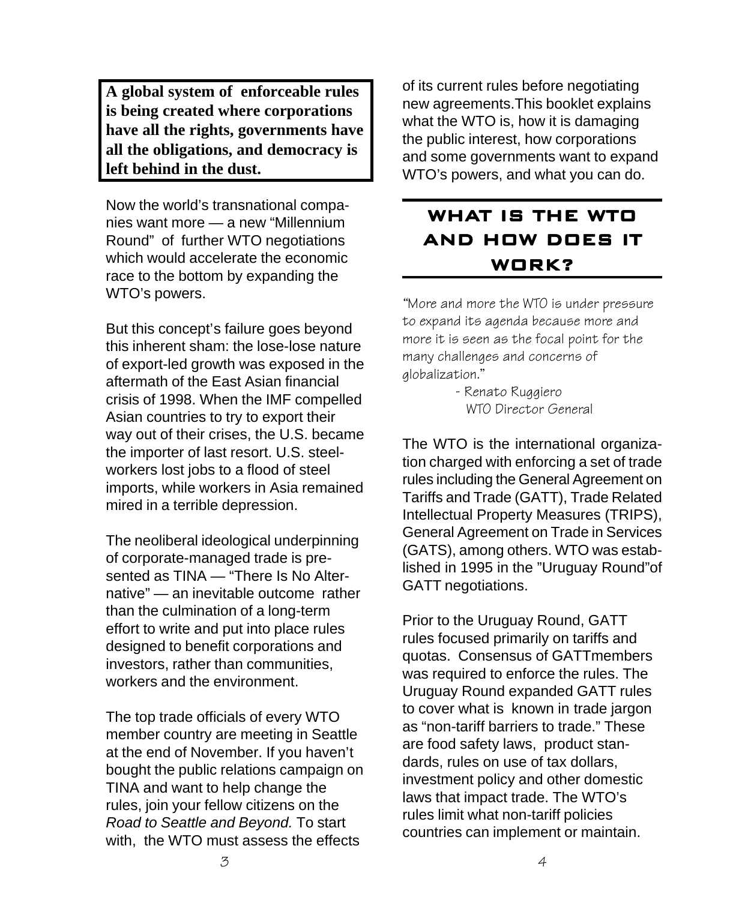**A global system of enforceable rules is being created where corporations have all the rights, governments have all the obligations, and democracy is left behind in the dust.**

Now the world's transnational companies want more — a new "Millennium Round" of further WTO negotiations which would accelerate the economic race to the bottom by expanding the WTO's powers.

But this concept's failure goes beyond this inherent sham: the lose-lose nature of export-led growth was exposed in the aftermath of the East Asian financial crisis of 1998. When the IMF compelled Asian countries to try to export their way out of their crises, the U.S. became the importer of last resort. U.S. steelworkers lost jobs to a flood of steel imports, while workers in Asia remained mired in a terrible depression.

The neoliberal ideological underpinning of corporate-managed trade is presented as TINA — "There Is No Alternative" — an inevitable outcome rather than the culmination of a long-term effort to write and put into place rules designed to benefit corporations and investors, rather than communities, workers and the environment.

The top trade officials of every WTO member country are meeting in Seattle at the end of November. If you haven't bought the public relations campaign on TINA and want to help change the rules, join your fellow citizens on the *Road to Seattle and Beyond.* To start with, the WTO must assess the effects of its current rules before negotiating new agreements.This booklet explains what the WTO is, how it is damaging the public interest, how corporations and some governments want to expand WTO's powers, and what you can do.

## WHAT IS THE WTO AND HOW DOES IT WORK?

"More and more the WTO is under pressure to expand its agenda because more and more it is seen as the focal point for the many challenges and concerns of globalization."

- Renato Ruggiero
WTO Director General

The WTO is the international organization charged with enforcing a set of trade rules including the General Agreement on Tariffs and Trade (GATT), Trade Related Intellectual Property Measures (TRIPS), General Agreement on Trade in Services (GATS), among others. WTO was established in 1995 in the "Uruguay Round"of GATT negotiations.

Prior to the Uruguay Round, GATT rules focused primarily on tariffs and quotas. Consensus of GATTmembers was required to enforce the rules. The Uruguay Round expanded GATT rules to cover what is known in trade jargon as "non-tariff barriers to trade." These are food safety laws, product standards, rules on use of tax dollars, investment policy and other domestic laws that impact trade. The WTO's rules limit what non-tariff policies countries can implement or maintain.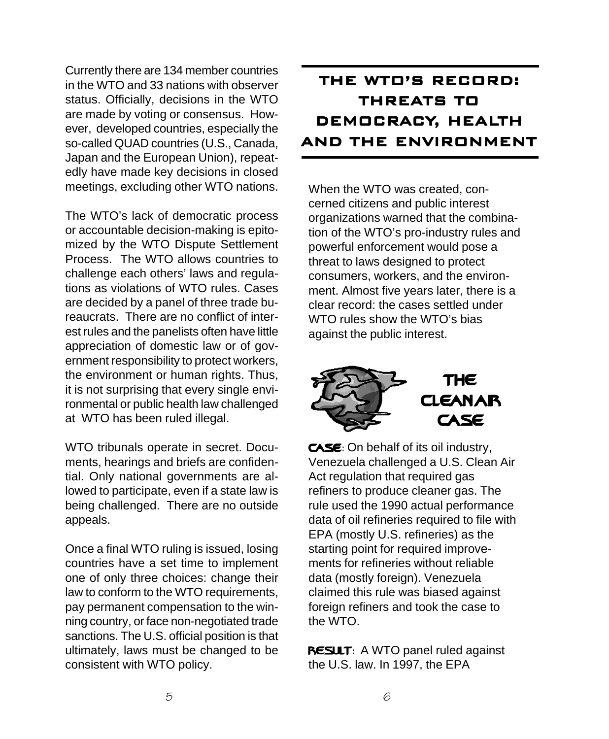Currently there are 134 member countries in the WTO and 33 nations with observer status. Officially, decisions in the WTO are made by voting or consensus. However, developed countries, especially the so-called QUAD countries (U.S., Canada, Japan and the European Union), repeatedly have made key decisions in closed meetings, excluding other WTO nations.

The WTO's lack of democratic process or accountable decision-making is epitomized by the WTO Dispute Settlement Process. The WTO allows countries to challenge each others' laws and regulations as violations of WTO rules. Cases are decided by a panel of three trade bureaucrats. There are no conflict of interest rules and the panelists often have little appreciation of domestic law or of government responsibility to protect workers, the environment or human rights. Thus, it is not surprising that every single environmental or public health law challenged at WTO has been ruled illegal.

WTO tribunals operate in secret. Documents, hearings and briefs are confidential. Only national governments are allowed to participate, even if a state law is being challenged. There are no outside appeals.

Once a final WTO ruling is issued, losing countries have a set time to implement one of only three choices: change their law to conform to the WTO requirements, pay permanent compensation to the winning country, or face non-negotiated trade sanctions. The U.S. official position is that ultimately, laws must be changed to be consistent with WTO policy.

# THE WTO'S RECORD: THREATS TO DEMOCRACY, HEALTH AND THE ENVIRONMENT

When the WTO was created, concerned citizens and public interest organizations warned that the combination of the WTO's pro-industry rules and powerful enforcement would pose a threat to laws designed to protect consumers, workers, and the environment. Almost five years later, there is a clear record: the cases settled under WTO rules show the WTO's bias against the public interest.

## THE CLEAN AIR CASE

**CASE**: On behalf of its oil industry, Venezuela challenged a U.S. Clean Air Act regulation that required gas refiners to produce cleaner gas. The rule used the 1990 actual performance data of oil refineries required to file with EPA (mostly U.S. refineries) as the starting point for required improvements for refineries without reliable data (mostly foreign). Venezuela claimed this rule was biased against foreign refiners and took the case to the WTO.

**RESULT**: A WTO panel ruled against the U.S. law. In 1997, the EPA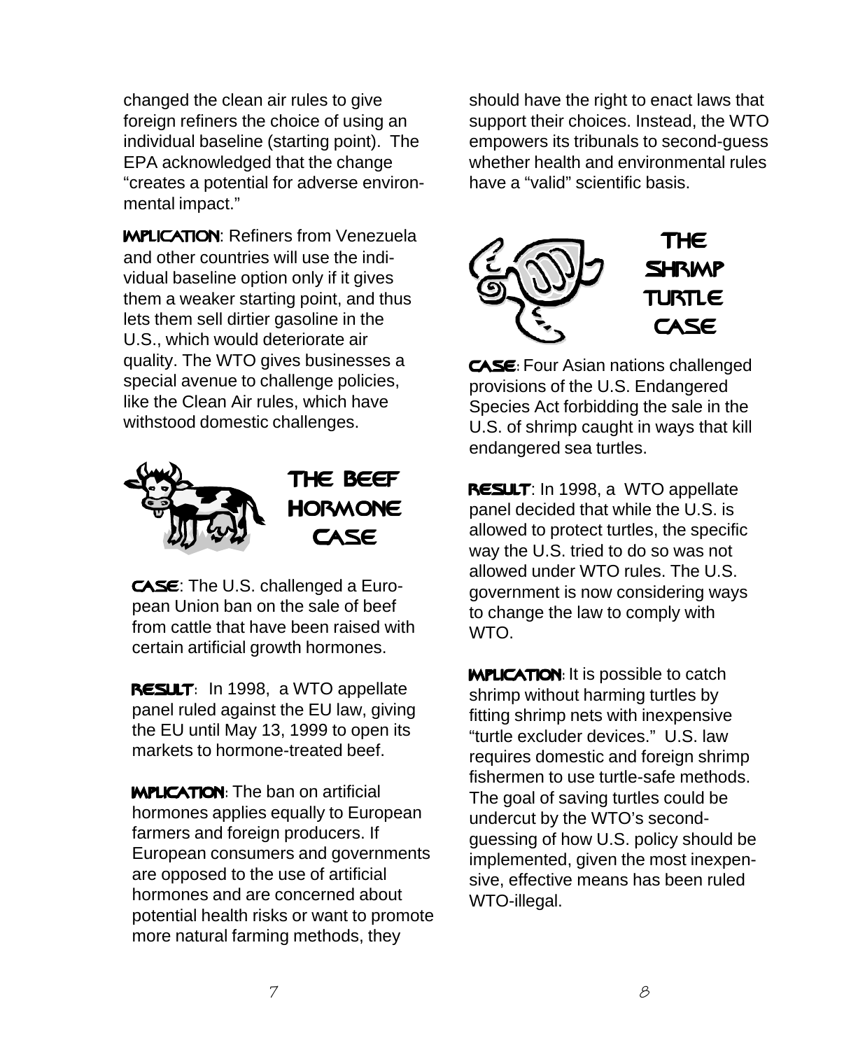changed the clean air rules to give foreign refiners the choice of using an individual baseline (starting point). The EPA acknowledged that the change "creates a potential for adverse environmental impact."

**IMPLICATION**: Refiners from Venezuela and other countries will use the individual baseline option only if it gives them a weaker starting point, and thus lets them sell dirtier gasoline in the U.S., which would deteriorate air quality. The WTO gives businesses a special avenue to challenge policies, like the Clean Air rules, which have withstood domestic challenges.

## THE BEEF HORMONE CASE

**CASE**: The U.S. challenged a European Union ban on the sale of beef from cattle that have been raised with certain artificial growth hormones.

**RESULT**: In 1998, a WTO appellate panel ruled against the EU law, giving the EU until May 13, 1999 to open its markets to hormone-treated beef.

**IMPLICATION**: The ban on artificial hormones applies equally to European farmers and foreign producers. If European consumers and governments are opposed to the use of artificial hormones and are concerned about potential health risks or want to promote more natural farming methods, they should have the right to enact laws that support their choices. Instead, the WTO empowers its tribunals to second-guess whether health and environmental rules have a "valid" scientific basis.

## THE SHRIMP TURTLE CASE

**CASE**: Four Asian nations challenged provisions of the U.S. Endangered Species Act forbidding the sale in the U.S. of shrimp caught in ways that kill endangered sea turtles.

**RESULT**: In 1998, a WTO appellate panel decided that while the U.S. is allowed to protect turtles, the specific way the U.S. tried to do so was not allowed under WTO rules. The U.S. government is now considering ways to change the law to comply with WTO.

**IMPLICATION**: It is possible to catch shrimp without harming turtles by fitting shrimp nets with inexpensive "turtle excluder devices." U.S. law requires domestic and foreign shrimp fishermen to use turtle-safe methods. The goal of saving turtles could be undercut by the WTO's second-guessing of how U.S. policy should be implemented, given the most inexpensive, effective means has been ruled WTO-illegal.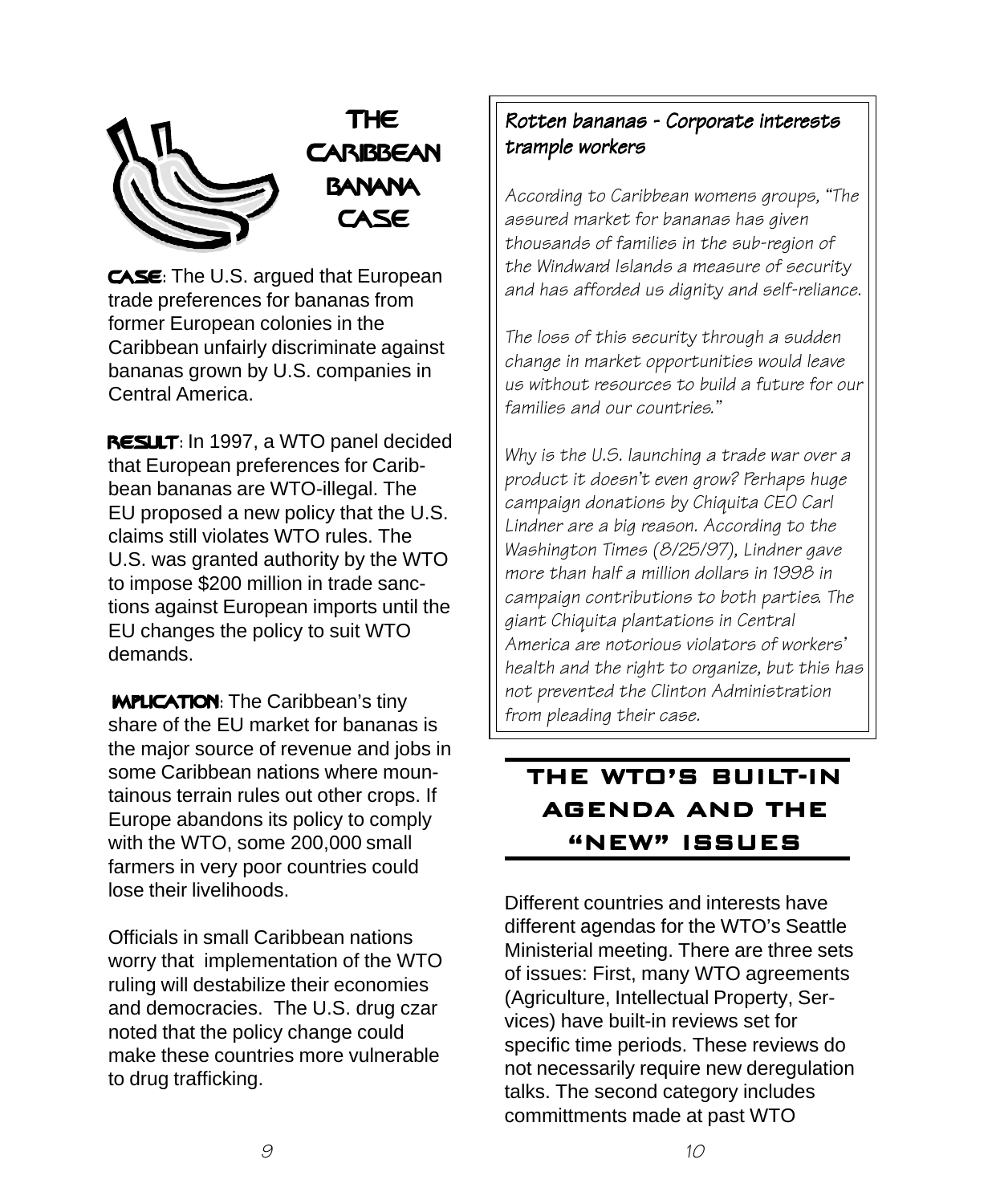# The Caribbean Banana Case

**CASE**: The U.S. argued that European trade preferences for bananas from former European colonies in the Caribbean unfairly discriminate against bananas grown by U.S. companies in Central America.

**RESULT**: In 1997, a WTO panel decided that European preferences for Caribbean bananas are WTO-illegal. The EU proposed a new policy that the U.S. claims still violates WTO rules. The U.S. was granted authority by the WTO to impose $200 million in trade sanctions against European imports until the EU changes the policy to suit WTO demands.

**IMPLICATION**: The Caribbean's tiny share of the EU market for bananas is the major source of revenue and jobs in some Caribbean nations where mountainous terrain rules out other crops. If Europe abandons its policy to comply with the WTO, some 200,000 small farmers in very poor countries could lose their livelihoods.

Officials in small Caribbean nations worry that implementation of the WTO ruling will destabilize their economies and democracies. The U.S. drug czar noted that the policy change could make these countries more vulnerable to drug trafficking.

### *Rotten bananas - Corporate interests trample workers*

*According to Caribbean womens groups, "The assured market for bananas has given thousands of families in the sub-region of the Windward Islands a measure of security and has afforded us dignity and self-reliance.*

*The loss of this security through a sudden change in market opportunities would leave us without resources to build a future for our families and our countries."*

*Why is the U.S. launching a trade war over a product it doesn't even grow? Perhaps huge campaign donations by Chiquita CEO Carl Lindner are a big reason. According to the Washington Times (8/25/97), Lindner gave more than half a million dollars in 1998 in campaign contributions to both parties. The giant Chiquita plantations in Central America are notorious violators of workers' health and the right to organize, but this has not prevented the Clinton Administration from pleading their case.*

## The WTO's Built-in Agenda and the "New" Issues

Different countries and interests have different agendas for the WTO's Seattle Ministerial meeting. There are three sets of issues: First, many WTO agreements (Agriculture, Intellectual Property, Services) have built-in reviews set for specific time periods. These reviews do not necessarily require new deregulation talks. The second category includes committments made at past WTO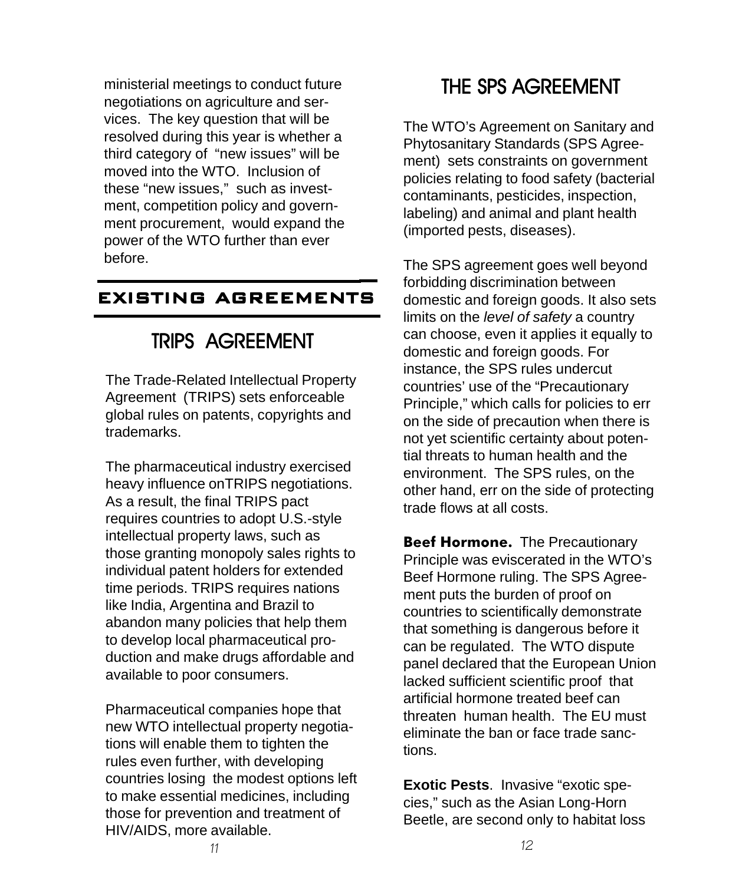ministerial meetings to conduct future negotiations on agriculture and services. The key question that will be resolved during this year is whether a third category of "new issues" will be moved into the WTO. Inclusion of these "new issues," such as investment, competition policy and government procurement, would expand the power of the WTO further than ever before.

## EXISTING AGREEMENTS

### TRIPS AGREEMENT

The Trade-Related Intellectual Property Agreement (TRIPS) sets enforceable global rules on patents, copyrights and trademarks.

The pharmaceutical industry exercised heavy influence onTRIPS negotiations. As a result, the final TRIPS pact requires countries to adopt U.S.-style intellectual property laws, such as those granting monopoly sales rights to individual patent holders for extended time periods. TRIPS requires nations like India, Argentina and Brazil to abandon many policies that help them to develop local pharmaceutical production and make drugs affordable and available to poor consumers.

Pharmaceutical companies hope that new WTO intellectual property negotiations will enable them to tighten the rules even further, with developing countries losing the modest options left to make essential medicines, including those for prevention and treatment of HIV/AIDS, more available.

### THE SPS AGREEMENT

The WTO's Agreement on Sanitary and Phytosanitary Standards (SPS Agreement) sets constraints on government policies relating to food safety (bacterial contaminants, pesticides, inspection, labeling) and animal and plant health (imported pests, diseases).

The SPS agreement goes well beyond forbidding discrimination between domestic and foreign goods. It also sets limits on the *level of safety* a country can choose, even it applies it equally to domestic and foreign goods. For instance, the SPS rules undercut countries' use of the "Precautionary Principle," which calls for policies to err on the side of precaution when there is not yet scientific certainty about potential threats to human health and the environment. The SPS rules, on the other hand, err on the side of protecting trade flows at all costs.

**Beef Hormone.** The Precautionary Principle was eviscerated in the WTO's Beef Hormone ruling. The SPS Agreement puts the burden of proof on countries to scientifically demonstrate that something is dangerous before it can be regulated. The WTO dispute panel declared that the European Union lacked sufficient scientific proof that artificial hormone treated beef can threaten human health. The EU must eliminate the ban or face trade sanctions.

**Exotic Pests**. Invasive "exotic species," such as the Asian Long-Horn Beetle, are second only to habitat loss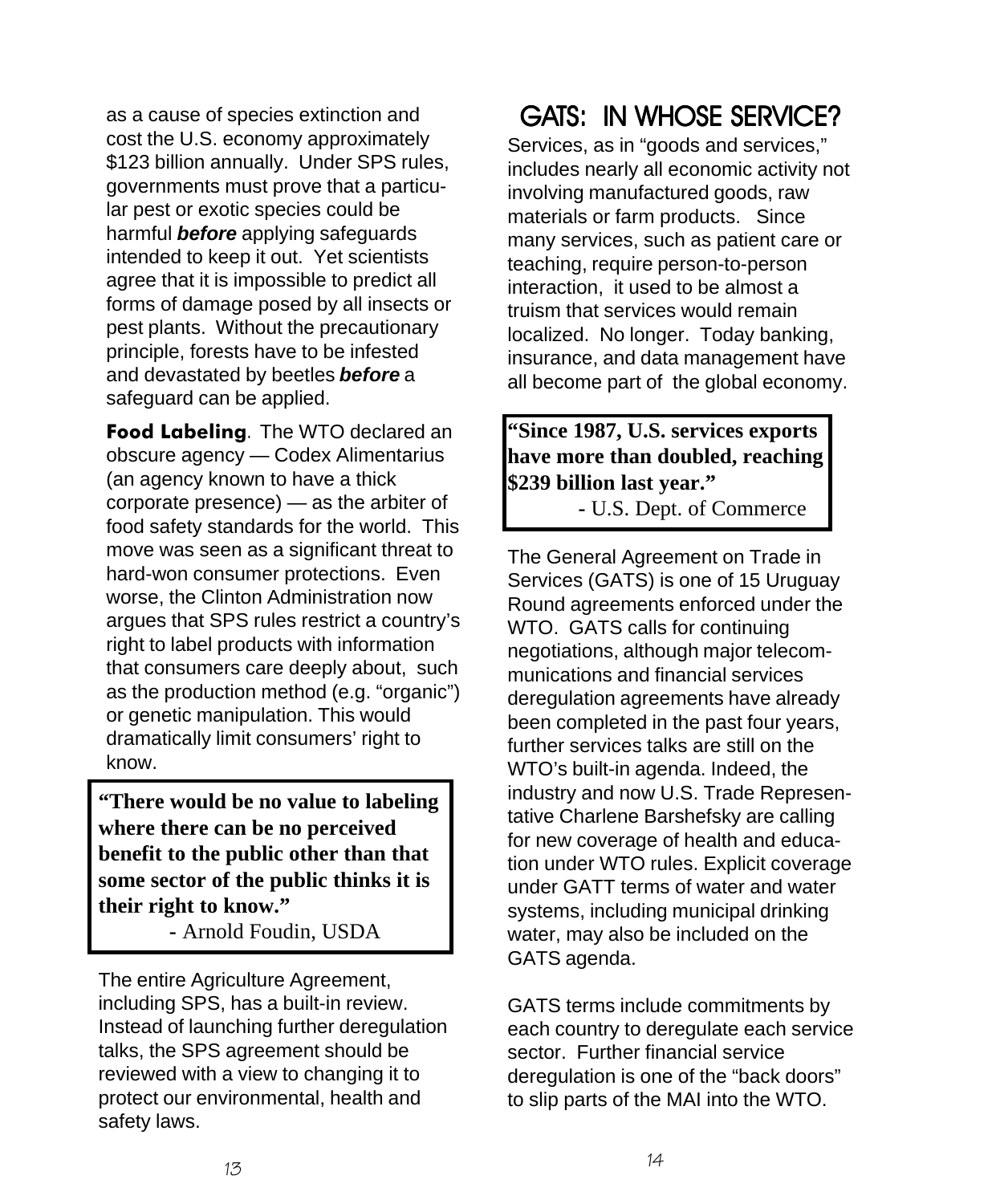as a cause of species extinction and cost the U.S. economy approximately $123 billion annually. Under SPS rules, governments must prove that a particular pest or exotic species could be harmful ***before*** applying safeguards intended to keep it out. Yet scientists agree that it is impossible to predict all forms of damage posed by all insects or pest plants. Without the precautionary principle, forests have to be infested and devastated by beetles ***before*** a safeguard can be applied.

**Food Labeling**. The WTO declared an obscure agency — Codex Alimentarius (an agency known to have a thick corporate presence) — as the arbiter of food safety standards for the world. This move was seen as a significant threat to hard-won consumer protections. Even worse, the Clinton Administration now argues that SPS rules restrict a country's right to label products with information that consumers care deeply about, such as the production method (e.g. "organic") or genetic manipulation. This would dramatically limit consumers' right to know.

> **"There would be no value to labeling where there can be no perceived benefit to the public other than that some sector of the public thinks it is their right to know."**
>
> - Arnold Foudin, USDA

The entire Agriculture Agreement, including SPS, has a built-in review. Instead of launching further deregulation talks, the SPS agreement should be reviewed with a view to changing it to protect our environmental, health and safety laws.

# GATS: IN WHOSE SERVICE?

Services, as in "goods and services," includes nearly all economic activity not involving manufactured goods, raw materials or farm products. Since many services, such as patient care or teaching, require person-to-person interaction, it used to be almost a truism that services would remain localized. No longer. Today banking, insurance, and data management have all become part of the global economy.

> **"Since 1987, U.S. services exports have more than doubled, reaching $239 billion last year."**
>
> - U.S. Dept. of Commerce

The General Agreement on Trade in Services (GATS) is one of 15 Uruguay Round agreements enforced under the WTO. GATS calls for continuing negotiations, although major telecommunications and financial services deregulation agreements have already been completed in the past four years, further services talks are still on the WTO's built-in agenda. Indeed, the industry and now U.S. Trade Representative Charlene Barshefsky are calling for new coverage of health and education under WTO rules. Explicit coverage under GATT terms of water and water systems, including municipal drinking water, may also be included on the GATS agenda.

GATS terms include commitments by each country to deregulate each service sector. Further financial service deregulation is one of the "back doors" to slip parts of the MAI into the WTO.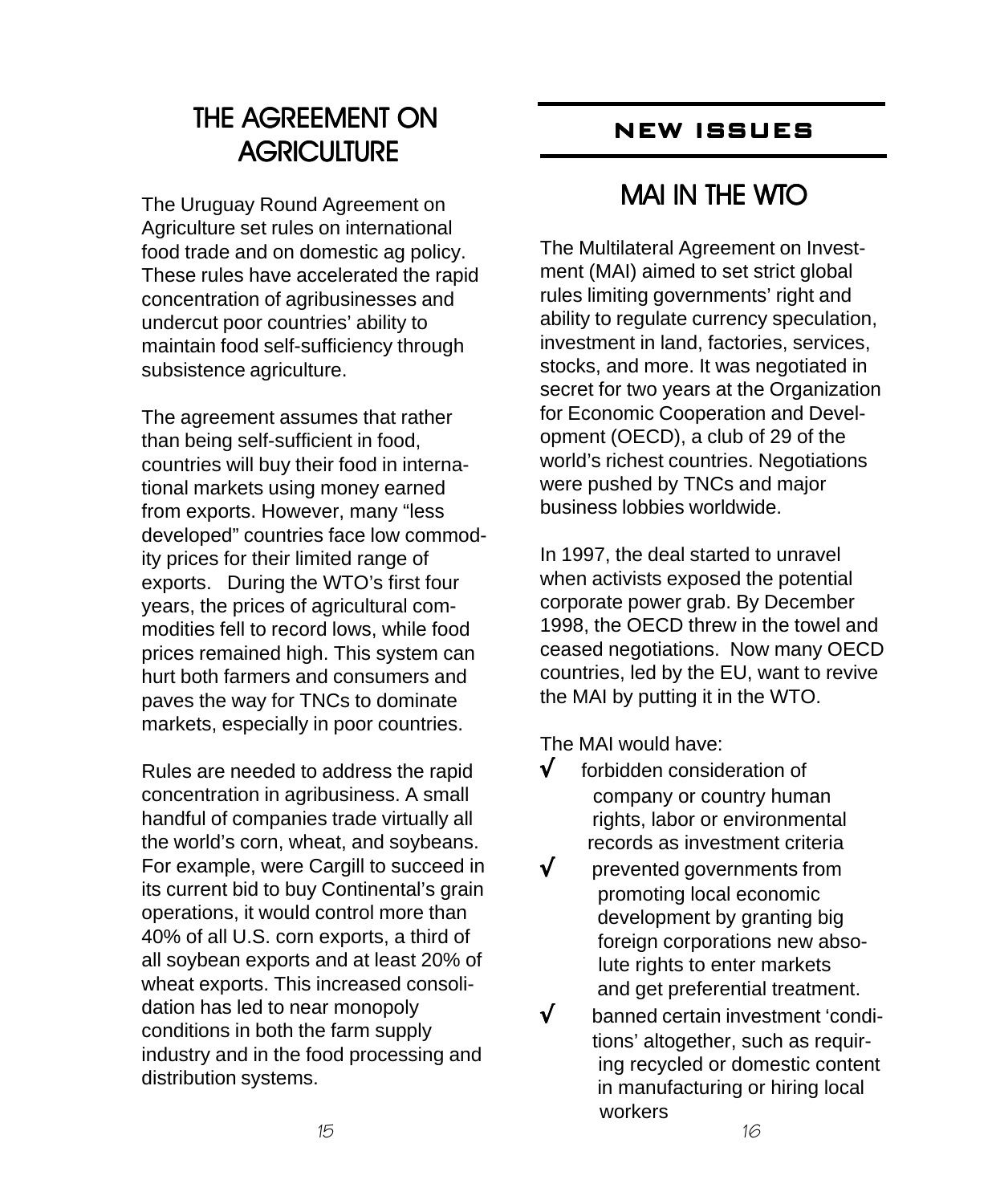## THE AGREEMENT ON AGRICULTURE

The Uruguay Round Agreement on Agriculture set rules on international food trade and on domestic ag policy. These rules have accelerated the rapid concentration of agribusinesses and undercut poor countries' ability to maintain food self-sufficiency through subsistence agriculture.

The agreement assumes that rather than being self-sufficient in food, countries will buy their food in international markets using money earned from exports. However, many "less developed" countries face low commodity prices for their limited range of exports. During the WTO's first four years, the prices of agricultural commodities fell to record lows, while food prices remained high. This system can hurt both farmers and consumers and paves the way for TNCs to dominate markets, especially in poor countries.

Rules are needed to address the rapid concentration in agribusiness. A small handful of companies trade virtually all the world's corn, wheat, and soybeans. For example, were Cargill to succeed in its current bid to buy Continental's grain operations, it would control more than 40% of all U.S. corn exports, a third of all soybean exports and at least 20% of wheat exports. This increased consolidation has led to near monopoly conditions in both the farm supply industry and in the food processing and distribution systems.

# NEW ISSUES

## MAI IN THE WTO

The Multilateral Agreement on Investment (MAI) aimed to set strict global rules limiting governments' right and ability to regulate currency speculation, investment in land, factories, services, stocks, and more. It was negotiated in secret for two years at the Organization for Economic Cooperation and Development (OECD), a club of 29 of the world's richest countries. Negotiations were pushed by TNCs and major business lobbies worldwide.

In 1997, the deal started to unravel when activists exposed the potential corporate power grab. By December 1998, the OECD threw in the towel and ceased negotiations. Now many OECD countries, led by the EU, want to revive the MAI by putting it in the WTO.

The MAI would have:

- √ forbidden consideration of company or country human rights, labor or environmental records as investment criteria
- √ prevented governments from promoting local economic development by granting big foreign corporations new absolute rights to enter markets and get preferential treatment.
- √ banned certain investment 'conditions' altogether, such as requiring recycled or domestic content in manufacturing or hiring local workers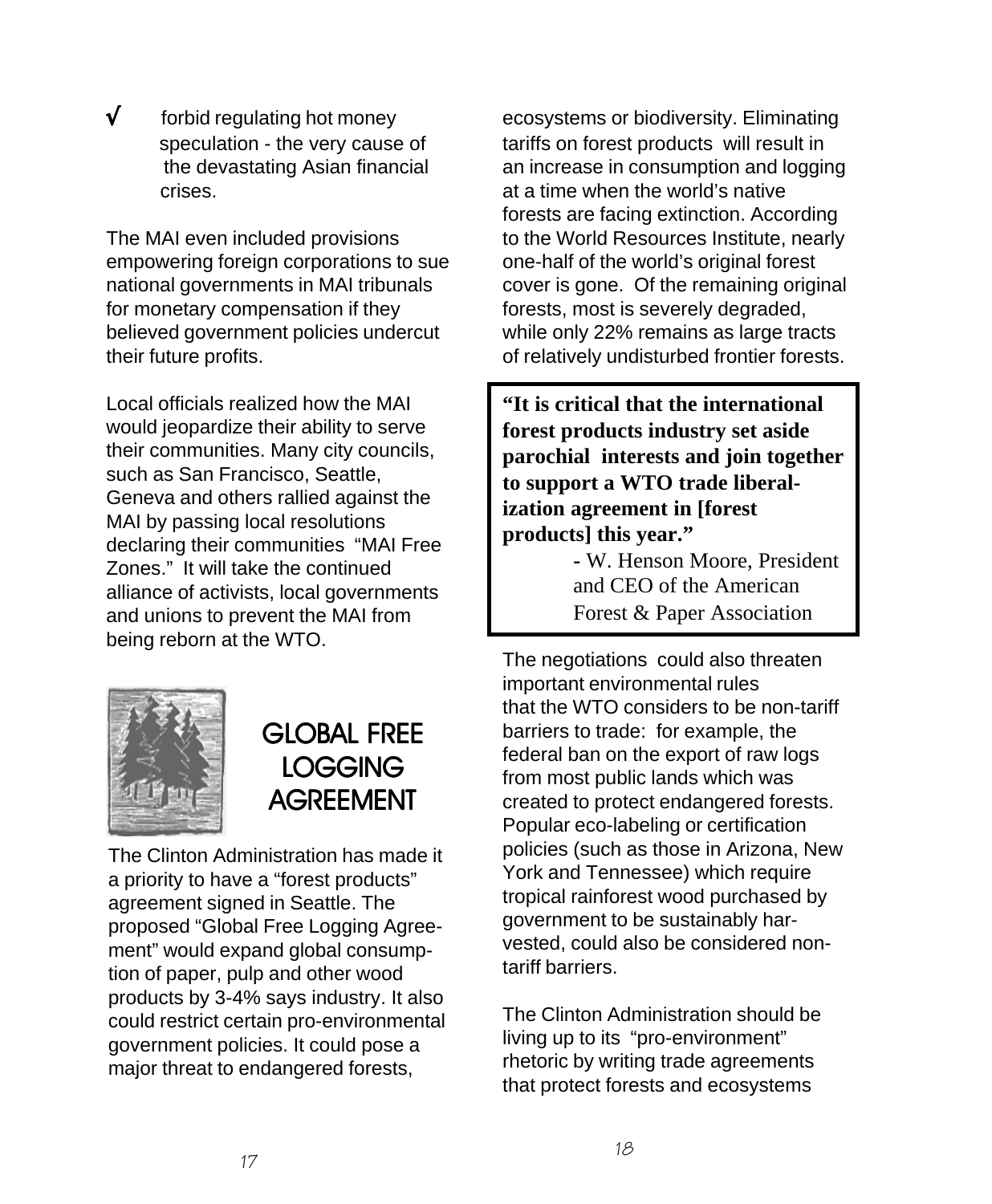- √ forbid regulating hot money speculation - the very cause of the devastating Asian financial crises.

The MAI even included provisions empowering foreign corporations to sue national governments in MAI tribunals for monetary compensation if they believed government policies undercut their future profits.

Local officials realized how the MAI would jeopardize their ability to serve their communities. Many city councils, such as San Francisco, Seattle, Geneva and others rallied against the MAI by passing local resolutions declaring their communities "MAI Free Zones." It will take the continued alliance of activists, local governments and unions to prevent the MAI from being reborn at the WTO.

## GLOBAL FREE LOGGING AGREEMENT

The Clinton Administration has made it a priority to have a "forest products" agreement signed in Seattle. The proposed "Global Free Logging Agreement" would expand global consumption of paper, pulp and other wood products by 3-4% says industry. It also could restrict certain pro-environmental government policies. It could pose a major threat to endangered forests, ecosystems or biodiversity. Eliminating tariffs on forest products will result in an increase in consumption and logging at a time when the world's native forests are facing extinction. According to the World Resources Institute, nearly one-half of the world's original forest cover is gone. Of the remaining original forests, most is severely degraded, while only 22% remains as large tracts of relatively undisturbed frontier forests.

> **"It is critical that the international forest products industry set aside parochial interests and join together to support a WTO trade liberalization agreement in [forest products] this year."**
>
> - W. Henson Moore, President and CEO of the American Forest & Paper Association

The negotiations could also threaten important environmental rules that the WTO considers to be non-tariff barriers to trade: for example, the federal ban on the export of raw logs from most public lands which was created to protect endangered forests. Popular eco-labeling or certification policies (such as those in Arizona, New York and Tennessee) which require tropical rainforest wood purchased by government to be sustainably harvested, could also be considered non-tariff barriers.

The Clinton Administration should be living up to its "pro-environment" rhetoric by writing trade agreements that protect forests and ecosystems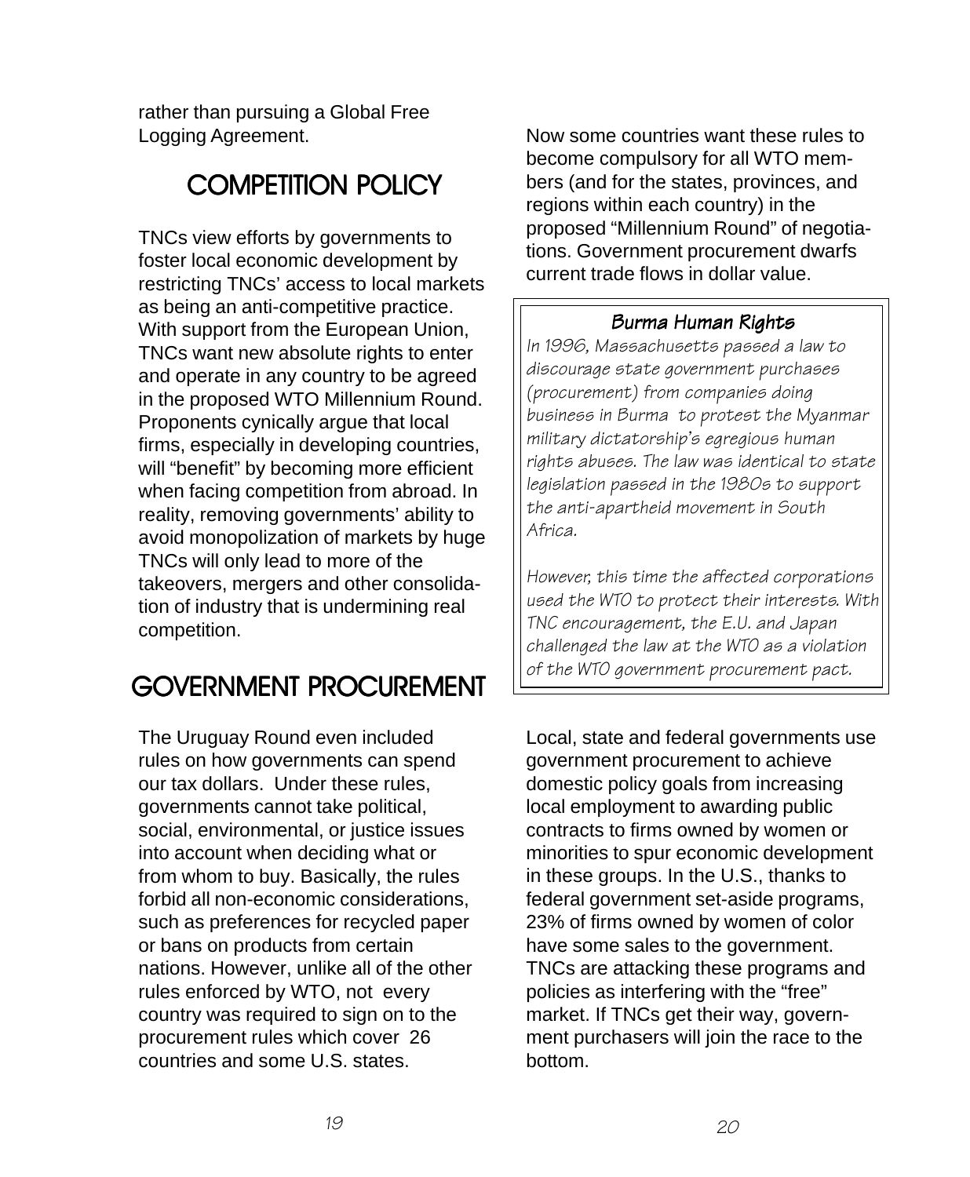rather than pursuing a Global Free Logging Agreement.

## COMPETITION POLICY

TNCs view efforts by governments to foster local economic development by restricting TNCs' access to local markets as being an anti-competitive practice. With support from the European Union, TNCs want new absolute rights to enter and operate in any country to be agreed in the proposed WTO Millennium Round. Proponents cynically argue that local firms, especially in developing countries, will "benefit" by becoming more efficient when facing competition from abroad. In reality, removing governments' ability to avoid monopolization of markets by huge TNCs will only lead to more of the takeovers, mergers and other consolidation of industry that is undermining real competition.

## GOVERNMENT PROCUREMENT

The Uruguay Round even included rules on how governments can spend our tax dollars. Under these rules, governments cannot take political, social, environmental, or justice issues into account when deciding what or from whom to buy. Basically, the rules forbid all non-economic considerations, such as preferences for recycled paper or bans on products from certain nations. However, unlike all of the other rules enforced by WTO, not every country was required to sign on to the procurement rules which cover 26 countries and some U.S. states.

Now some countries want these rules to become compulsory for all WTO members (and for the states, provinces, and regions within each country) in the proposed "Millennium Round" of negotiations. Government procurement dwarfs current trade flows in dollar value.

> ### Burma Human Rights
>
> *In 1996, Massachusetts passed a law to discourage state government purchases (procurement) from companies doing business in Burma to protest the Myanmar military dictatorship's egregious human rights abuses. The law was identical to state legislation passed in the 1980s to support the anti-apartheid movement in South Africa.*
>
> *However, this time the affected corporations used the WTO to protect their interests. With TNC encouragement, the E.U. and Japan challenged the law at the WTO as a violation of the WTO government procurement pact.*

Local, state and federal governments use government procurement to achieve domestic policy goals from increasing local employment to awarding public contracts to firms owned by women or minorities to spur economic development in these groups. In the U.S., thanks to federal government set-aside programs, 23% of firms owned by women of color have some sales to the government. TNCs are attacking these programs and policies as interfering with the "free" market. If TNCs get their way, government purchasers will join the race to the bottom.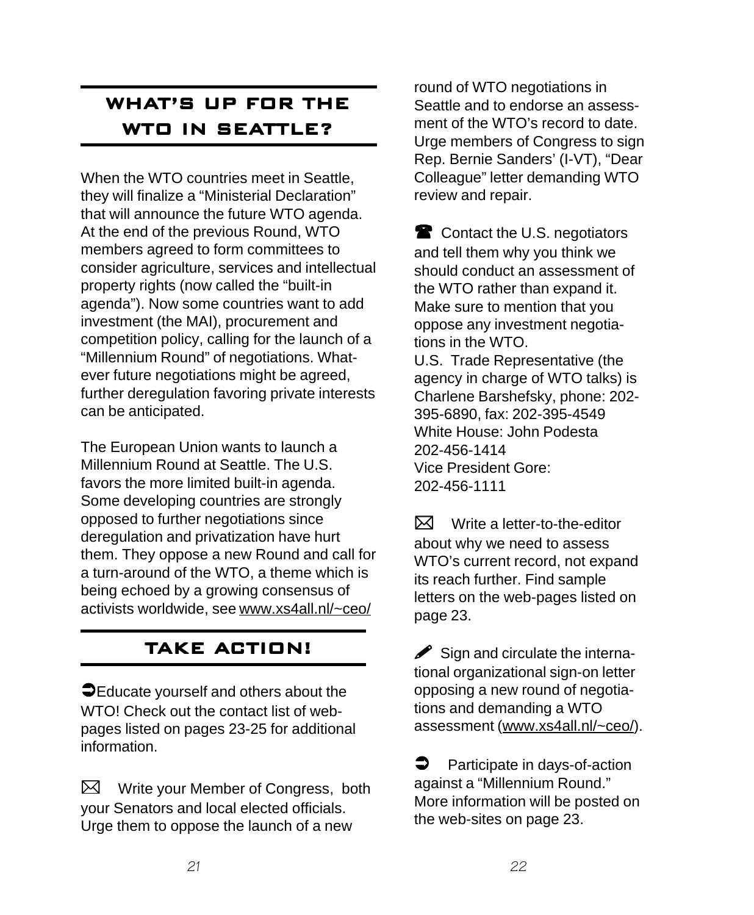## WHAT'S UP FOR THE WTO IN SEATTLE?

When the WTO countries meet in Seattle, they will finalize a "Ministerial Declaration" that will announce the future WTO agenda. At the end of the previous Round, WTO members agreed to form committees to consider agriculture, services and intellectual property rights (now called the "built-in agenda"). Now some countries want to add investment (the MAI), procurement and competition policy, calling for the launch of a "Millennium Round" of negotiations. Whatever future negotiations might be agreed, further deregulation favoring private interests can be anticipated.

The European Union wants to launch a Millennium Round at Seattle. The U.S. favors the more limited built-in agenda. Some developing countries are strongly opposed to further negotiations since deregulation and privatization have hurt them. They oppose a new Round and call for a turn-around of the WTO, a theme which is being echoed by a growing consensus of activists worldwide, see www.xs4all.nl/~ceo/

## TAKE ACTION!

➲ Educate yourself and others about the WTO! Check out the contact list of web-pages listed on pages 23-25 for additional information.

⌧ Write your Member of Congress, both your Senators and local elected officials. Urge them to oppose the launch of a new round of WTO negotiations in Seattle and to endorse an assessment of the WTO's record to date. Urge members of Congress to sign Rep. Bernie Sanders' (I-VT), "Dear Colleague" letter demanding WTO review and repair.

☎ Contact the U.S. negotiators and tell them why you think we should conduct an assessment of the WTO rather than expand it. Make sure to mention that you oppose any investment negotiations in the WTO.
U.S. Trade Representative (the agency in charge of WTO talks) is Charlene Barshefsky, phone: 202-395-6890, fax: 202-395-4549
White House: John Podesta
202-456-1414
Vice President Gore:
202-456-1111

⌧ Write a letter-to-the-editor about why we need to assess WTO's current record, not expand its reach further. Find sample letters on the web-pages listed on page 23.

✎ Sign and circulate the international organizational sign-on letter opposing a new round of negotiations and demanding a WTO assessment (www.xs4all.nl/~ceo/).

➲ Participate in days-of-action against a "Millennium Round." More information will be posted on the web-sites on page 23.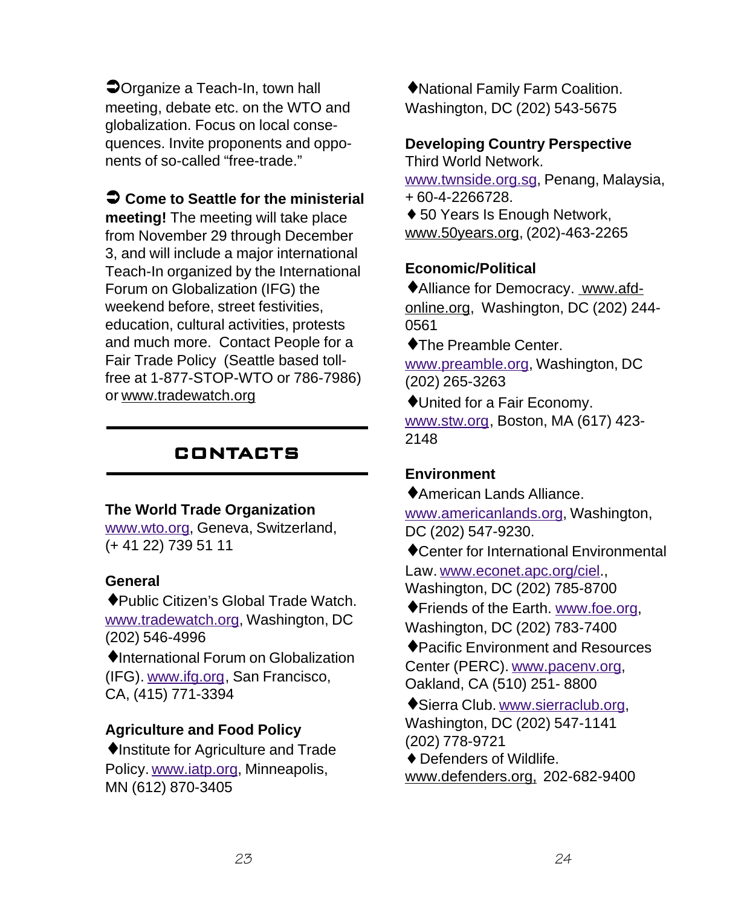➲Organize a Teach-In, town hall meeting, debate etc. on the WTO and globalization. Focus on local consequences. Invite proponents and opponents of so-called "free-trade."

➲ **Come to Seattle for the ministerial meeting!** The meeting will take place from November 29 through December 3, and will include a major international Teach-In organized by the International Forum on Globalization (IFG) the weekend before, street festivities, education, cultural activities, protests and much more. Contact People for a Fair Trade Policy (Seattle based toll-free at 1-877-STOP-WTO or 786-7986) or www.tradewatch.org

## CONTACTS

**The World Trade Organization**
www.wto.org, Geneva, Switzerland, (+ 41 22) 739 51 11

**General**

♦Public Citizen's Global Trade Watch. www.tradewatch.org, Washington, DC (202) 546-4996

♦International Forum on Globalization (IFG). www.ifg.org, San Francisco, CA, (415) 771-3394

**Agriculture and Food Policy**

♦Institute for Agriculture and Trade Policy. www.iatp.org, Minneapolis, MN (612) 870-3405

♦National Family Farm Coalition. Washington, DC (202) 543-5675

**Developing Country Perspective**

Third World Network. www.twnside.org.sg, Penang, Malaysia, + 60-4-2266728.

♦ 50 Years Is Enough Network, www.50years.org, (202)-463-2265

**Economic/Political**

♦Alliance for Democracy. www.afd-online.org, Washington, DC (202) 244-0561

♦The Preamble Center. www.preamble.org, Washington, DC (202) 265-3263

♦United for a Fair Economy. www.stw.org, Boston, MA (617) 423-2148

**Environment**

♦American Lands Alliance. www.americanlands.org, Washington, DC (202) 547-9230.

♦Center for International Environmental Law. www.econet.apc.org/ciel., Washington, DC (202) 785-8700

♦Friends of the Earth. www.foe.org, Washington, DC (202) 783-7400

♦Pacific Environment and Resources Center (PERC). www.pacenv.org, Oakland, CA (510) 251- 8800

♦Sierra Club. www.sierraclub.org, Washington, DC (202) 547-1141 (202) 778-9721

♦ Defenders of Wildlife. www.defenders.org, 202-682-9400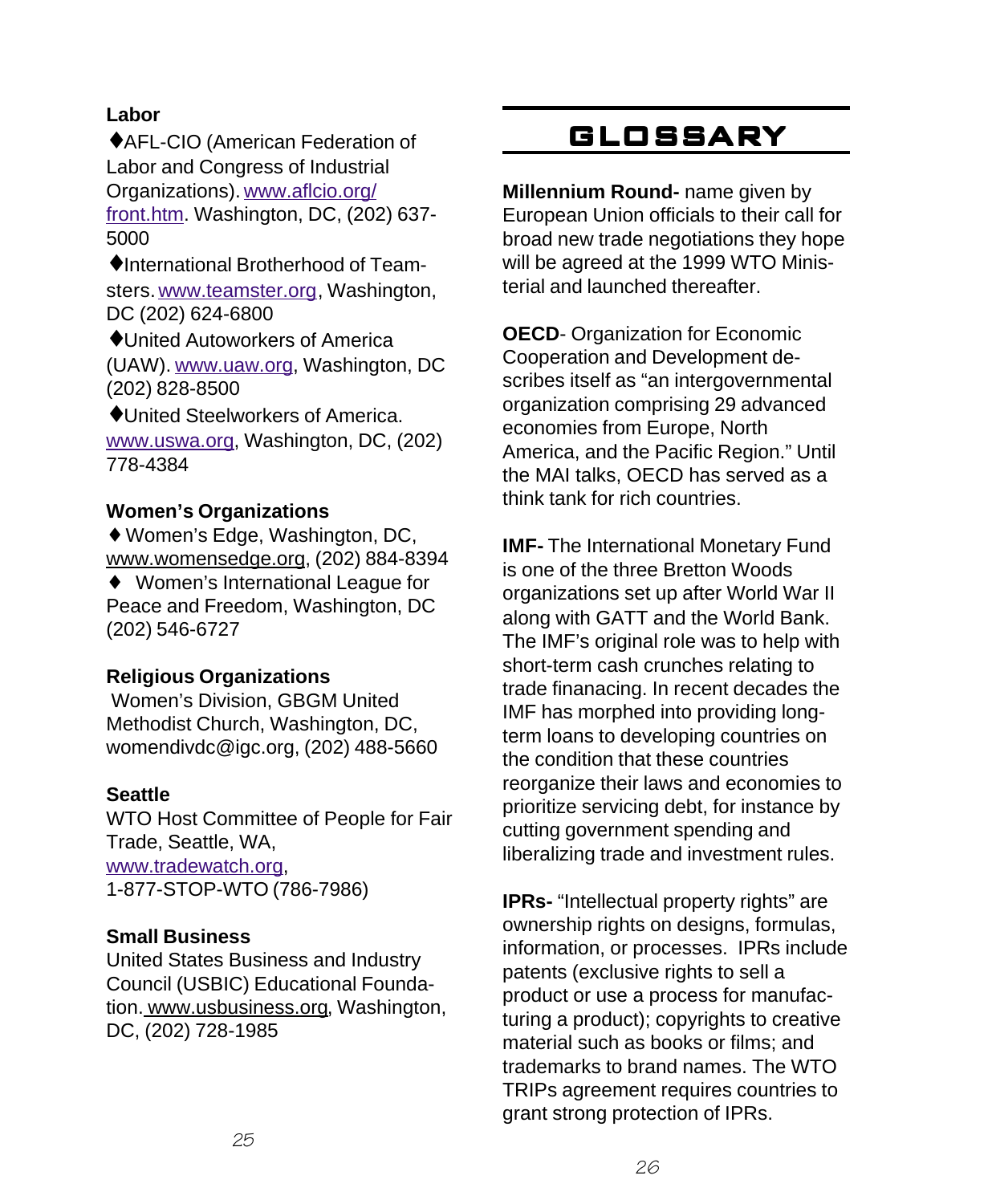### Labor

- ♦AFL-CIO (American Federation of Labor and Congress of Industrial Organizations). www.aflcio.org/front.htm. Washington, DC, (202) 637-5000
- ♦International Brotherhood of Teamsters. www.teamster.org, Washington, DC (202) 624-6800
- ♦United Autoworkers of America (UAW). www.uaw.org, Washington, DC (202) 828-8500
- ♦United Steelworkers of America. www.uswa.org, Washington, DC, (202) 778-4384

### Women's Organizations

- ♦ Women's Edge, Washington, DC, www.womensedge.org, (202) 884-8394
- ♦ Women's International League for Peace and Freedom, Washington, DC (202) 546-6727

### Religious Organizations

Women's Division, GBGM United Methodist Church, Washington, DC, womendivdc@igc.org, (202) 488-5660

### Seattle

WTO Host Committee of People for Fair Trade, Seattle, WA, www.tradewatch.org, 1-877-STOP-WTO (786-7986)

### Small Business

United States Business and Industry Council (USBIC) Educational Foundation. www.usbusiness.org, Washington, DC, (202) 728-1985

# GLOSSARY

**Millennium Round-** name given by European Union officials to their call for broad new trade negotiations they hope will be agreed at the 1999 WTO Ministerial and launched thereafter.

**OECD**- Organization for Economic Cooperation and Development describes itself as "an intergovernmental organization comprising 29 advanced economies from Europe, North America, and the Pacific Region." Until the MAI talks, OECD has served as a think tank for rich countries.

**IMF-** The International Monetary Fund is one of the three Bretton Woods organizations set up after World War II along with GATT and the World Bank. The IMF's original role was to help with short-term cash crunches relating to trade finanacing. In recent decades the IMF has morphed into providing long-term loans to developing countries on the condition that these countries reorganize their laws and economies to prioritize servicing debt, for instance by cutting government spending and liberalizing trade and investment rules.

**IPRs-** "Intellectual property rights" are ownership rights on designs, formulas, information, or processes. IPRs include patents (exclusive rights to sell a product or use a process for manufacturing a product); copyrights to creative material such as books or films; and trademarks to brand names. The WTO TRIPs agreement requires countries to grant strong protection of IPRs.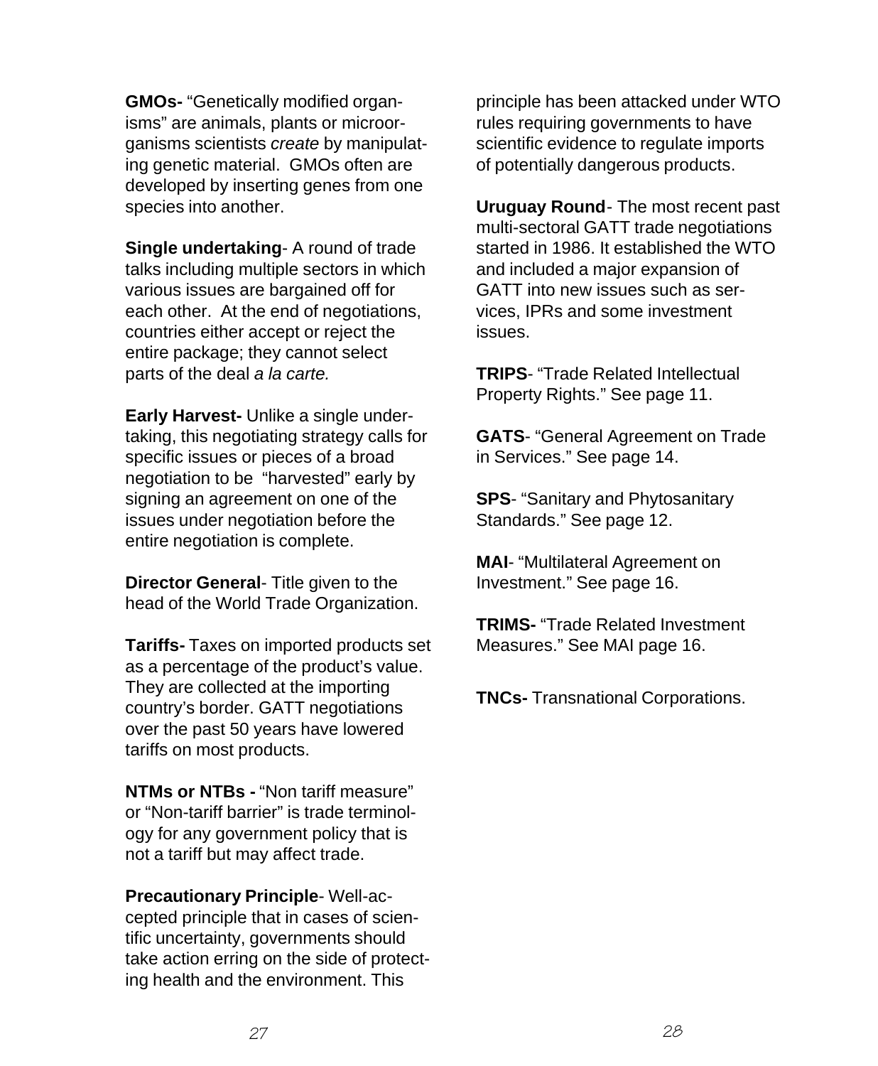**GMOs-** "Genetically modified organisms" are animals, plants or microorganisms scientists *create* by manipulating genetic material. GMOs often are developed by inserting genes from one species into another.

**Single undertaking**- A round of trade talks including multiple sectors in which various issues are bargained off for each other. At the end of negotiations, countries either accept or reject the entire package; they cannot select parts of the deal *a la carte.*

**Early Harvest-** Unlike a single undertaking, this negotiating strategy calls for specific issues or pieces of a broad negotiation to be "harvested" early by signing an agreement on one of the issues under negotiation before the entire negotiation is complete.

**Director General**- Title given to the head of the World Trade Organization.

**Tariffs-** Taxes on imported products set as a percentage of the product's value. They are collected at the importing country's border. GATT negotiations over the past 50 years have lowered tariffs on most products.

**NTMs or NTBs -** "Non tariff measure" or "Non-tariff barrier" is trade terminology for any government policy that is not a tariff but may affect trade.

**Precautionary Principle**- Well-accepted principle that in cases of scientific uncertainty, governments should take action erring on the side of protecting health and the environment. This principle has been attacked under WTO rules requiring governments to have scientific evidence to regulate imports of potentially dangerous products.

**Uruguay Round**- The most recent past multi-sectoral GATT trade negotiations started in 1986. It established the WTO and included a major expansion of GATT into new issues such as services, IPRs and some investment issues.

**TRIPS**- "Trade Related Intellectual Property Rights." See page 11.

**GATS**- "General Agreement on Trade in Services." See page 14.

**SPS**- "Sanitary and Phytosanitary Standards." See page 12.

**MAI**- "Multilateral Agreement on Investment." See page 16.

**TRIMS-** "Trade Related Investment Measures." See MAI page 16.

**TNCs-** Transnational Corporations.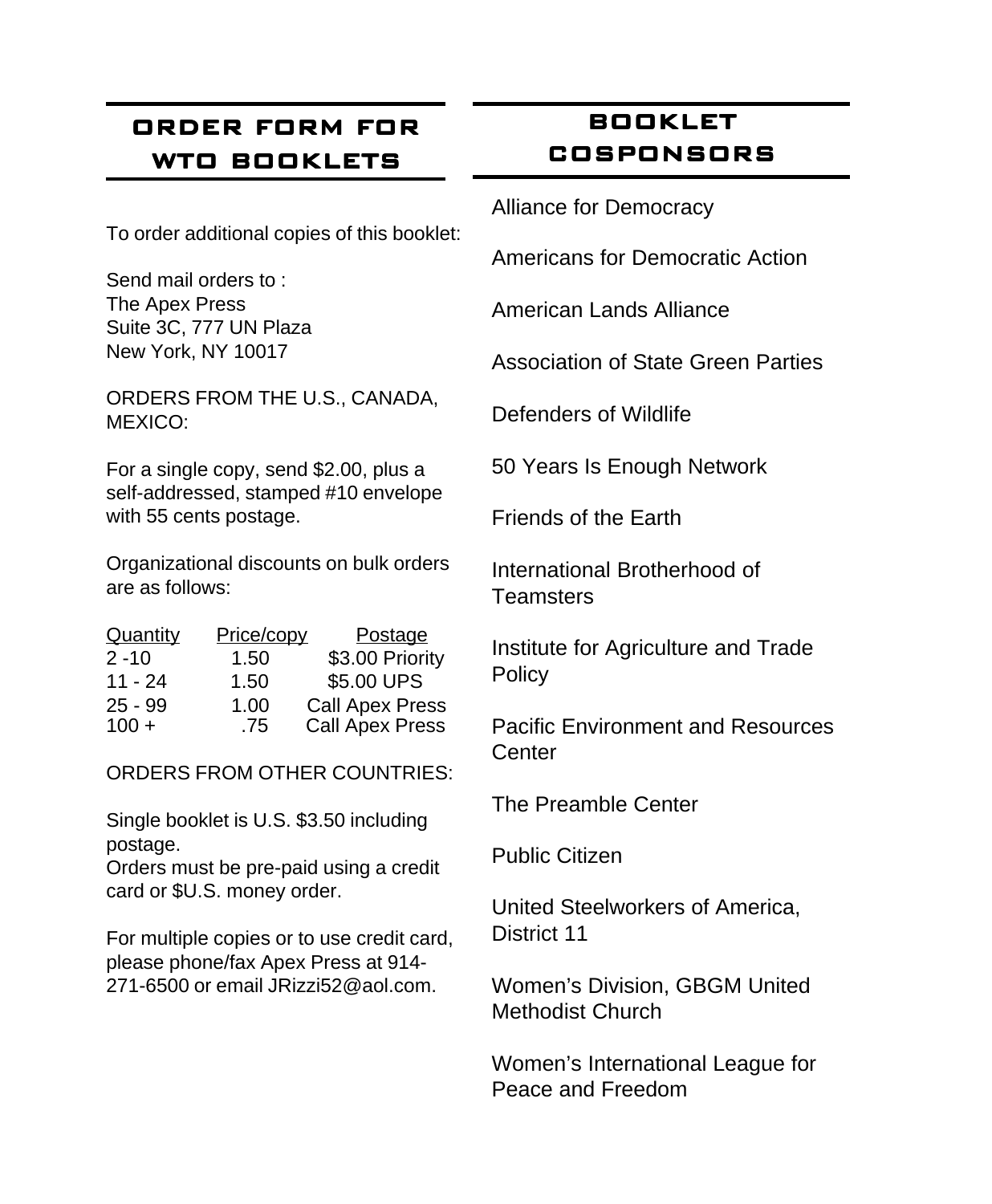## ORDER FORM FOR WTO BOOKLETS

To order additional copies of this booklet:

Send mail orders to :
The Apex Press
Suite 3C, 777 UN Plaza
New York, NY 10017

ORDERS FROM THE U.S., CANADA, MEXICO:

For a single copy, send $2.00, plus a self-addressed, stamped #10 envelope with 55 cents postage.

Organizational discounts on bulk orders are as follows:

| Quantity | Price/copy | Postage |
|---|---|---|
| 2 -10 | 1.50 | $3.00 Priority |
| 11 - 24 | 1.50 | $5.00 UPS |
| 25 - 99 | 1.00 | Call Apex Press |
| 100 + | .75 | Call Apex Press |

ORDERS FROM OTHER COUNTRIES:

Single booklet is U.S. $3.50 including postage.
Orders must be pre-paid using a credit card or $U.S. money order.

For multiple copies or to use credit card, please phone/fax Apex Press at 914-271-6500 or email JRizzi52@aol.com.

## BOOKLET COSPONSORS

Alliance for Democracy

Americans for Democratic Action

American Lands Alliance

Association of State Green Parties

Defenders of Wildlife

50 Years Is Enough Network

Friends of the Earth

International Brotherhood of Teamsters

Institute for Agriculture and Trade Policy

Pacific Environment and Resources Center

The Preamble Center

Public Citizen

United Steelworkers of America, District 11

Women's Division, GBGM United Methodist Church

Women's International League for Peace and Freedom